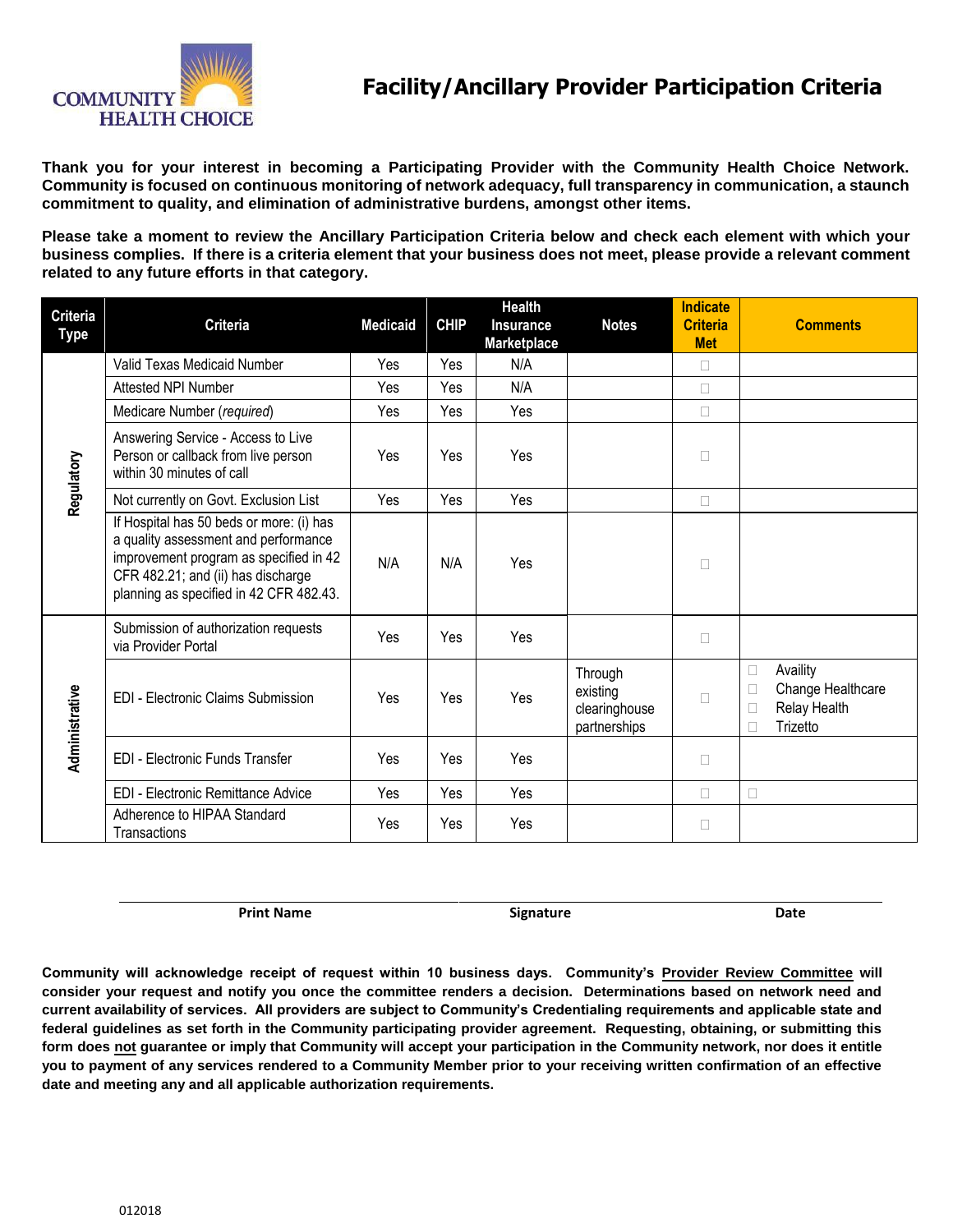COMMUNITY HEALTH CHOICE

# Facility/Ancillary Provider Participation Criteria

**Thank you for your interest in becoming a Participating Provider with the Community Health Choice Network. Community is focused on continuous monitoring of network adequacy, full transparency in communication, a staunch commitment to quality, and elimination of administrative burdens, amongst other items.**

**Please take a moment to review the Ancillary Participation Criteria below and check each element with which your business complies. If there is a criteria element that your business does not meet, please provide a relevant comment related to any future efforts in that category.**

| Criteria Type | Criteria | Medicaid | CHIP | Health Insurance Marketplace | Notes | Indicate Criteria Met | Comments |
|---|---|---|---|---|---|---|---|
| Regulatory | Valid Texas Medicaid Number | Yes | Yes | N/A | | ☐ | |
| | Attested NPI Number | Yes | Yes | N/A | | ☐ | |
| | Medicare Number (*required*) | Yes | Yes | Yes | | ☐ | |
| | Answering Service - Access to Live Person or callback from live person within 30 minutes of call | Yes | Yes | Yes | | ☐ | |
| | Not currently on Govt. Exclusion List | Yes | Yes | Yes | | ☐ | |
| | If Hospital has 50 beds or more: (i) has a quality assessment and performance improvement program as specified in 42 CFR 482.21; and (ii) has discharge planning as specified in 42 CFR 482.43. | N/A | N/A | Yes | | ☐ | |
| Administrative | Submission of authorization requests via Provider Portal | Yes | Yes | Yes | | ☐ | |
| | EDI - Electronic Claims Submission | Yes | Yes | Yes | Through existing clearinghouse partnerships | ☐ | ☐ Availity<br>☐ Change Healthcare<br>☐ Relay Health<br>☐ Trizetto |
| | EDI - Electronic Funds Transfer | Yes | Yes | Yes | | ☐ | |
| | EDI - Electronic Remittance Advice | Yes | Yes | Yes | | ☐ | ☐ |
| | Adherence to HIPAA Standard Transactions | Yes | Yes | Yes | | ☐ | |

| Print Name | Signature | Date |
|---|---|---|
| | | |

**Community will acknowledge receipt of request within 10 business days. Community's <u>Provider Review Committee</u> will consider your request and notify you once the committee renders a decision. Determinations based on network need and current availability of services. All providers are subject to Community's Credentialing requirements and applicable state and federal guidelines as set forth in the Community participating provider agreement. Requesting, obtaining, or submitting this form does <u>not</u> guarantee or imply that Community will accept your participation in the Community network, nor does it entitle you to payment of any services rendered to a Community Member prior to your receiving written confirmation of an effective date and meeting any and all applicable authorization requirements.**

012018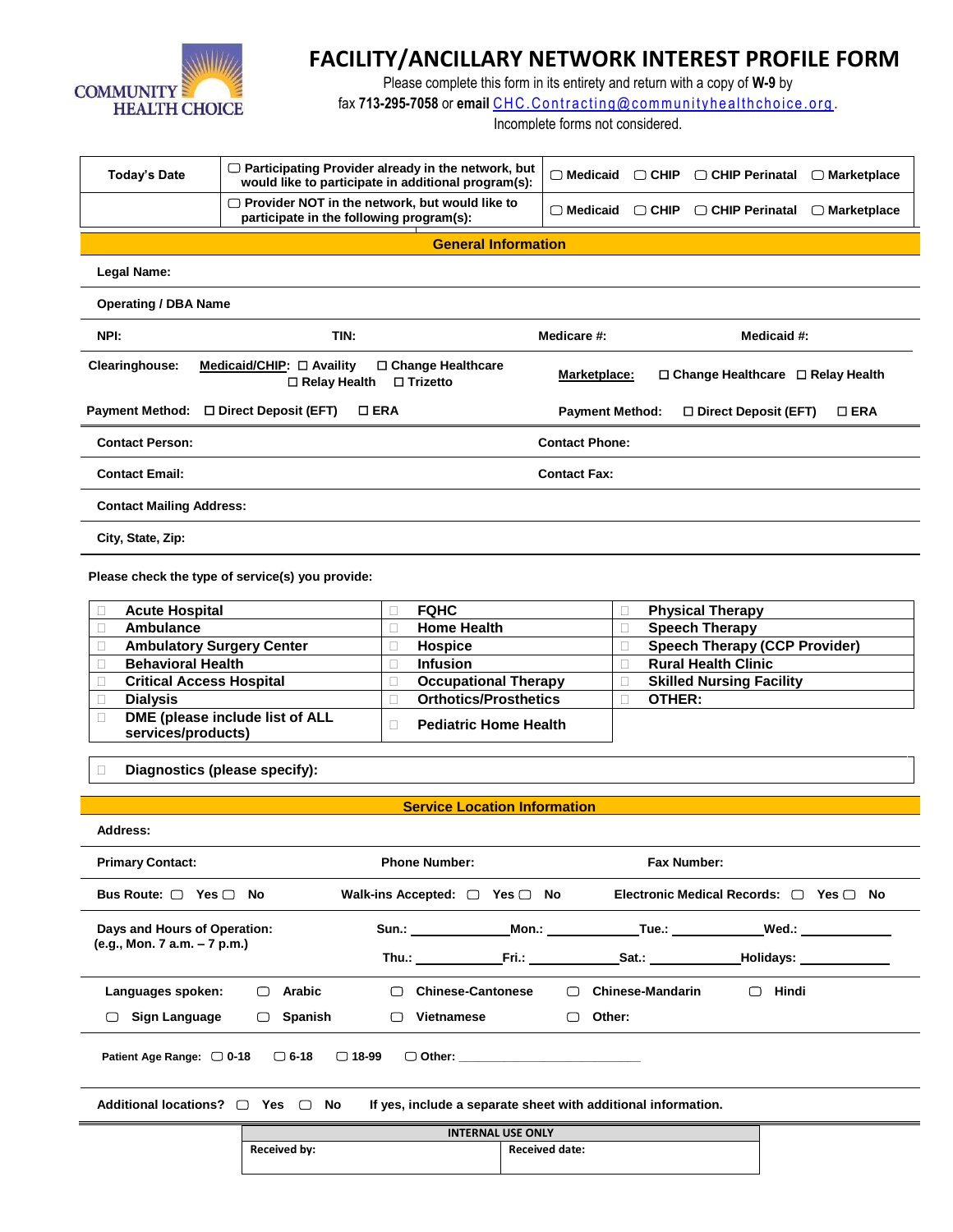COMMUNITY HEALTH CHOICE

# FACILITY/ANCILLARY NETWORK INTEREST PROFILE FORM

Please complete this form in its entirety and return with a copy of **W-9** by fax **713-295-7058** or **email** CHC.Contracting@communityhealthchoice.org.

Incomplete forms not considered.

| | | |
|---|---|---|
| **Today's Date** | ☐ **Participating Provider already in the network, but would like to participate in additional program(s):** | ☐ **Medicaid** ☐ **CHIP** ☐ **CHIP Perinatal** ☐ **Marketplace** |
| | ☐ **Provider NOT in the network, but would like to participate in the following program(s):** | ☐ **Medicaid** ☐ **CHIP** ☐ **CHIP Perinatal** ☐ **Marketplace** |

## General Information

**Legal Name:**

**Operating / DBA Name**

**NPI:** **TIN:** **Medicare #:** **Medicaid #:**

**Clearinghouse:** **Medicaid/CHIP:** ☐ **Availity** ☐ **Change Healthcare** ☐ **Relay Health** ☐ **Trizetto** **Marketplace:** ☐ **Change Healthcare** ☐ **Relay Health**

**Payment Method:** ☐ **Direct Deposit (EFT)** ☐ **ERA** **Payment Method:** ☐ **Direct Deposit (EFT)** ☐ **ERA**

**Contact Person:** **Contact Phone:**

**Contact Email:** **Contact Fax:**

**Contact Mailing Address:**

**City, State, Zip:**

**Please check the type of service(s) you provide:**

| | | |
|---|---|---|
| ☐ **Acute Hospital** | ☐ **FQHC** | ☐ **Physical Therapy** |
| ☐ **Ambulance** | ☐ **Home Health** | ☐ **Speech Therapy** |
| ☐ **Ambulatory Surgery Center** | ☐ **Hospice** | ☐ **Speech Therapy (CCP Provider)** |
| ☐ **Behavioral Health** | ☐ **Infusion** | ☐ **Rural Health Clinic** |
| ☐ **Critical Access Hospital** | ☐ **Occupational Therapy** | ☐ **Skilled Nursing Facility** |
| ☐ **Dialysis** | ☐ **Orthotics/Prosthetics** | ☐ **OTHER:** |
| ☐ **DME (please include list of ALL services/products)** | ☐ **Pediatric Home Health** | |

☐ **Diagnostics (please specify):**

## Service Location Information

**Address:**

**Primary Contact:** **Phone Number:** **Fax Number:**

**Bus Route:** ☐ **Yes** ☐ **No** **Walk-ins Accepted:** ☐ **Yes** ☐ **No** **Electronic Medical Records:** ☐ **Yes** ☐ **No**

**Days and Hours of Operation:**
**(e.g., Mon. 7 a.m. – 7 p.m.)**

**Sun.:** ____________ **Mon.:** ____________ **Tue.:** ____________ **Wed.:** ____________

**Thu.:** ____________ **Fri.:** ____________ **Sat.:** ____________ **Holidays:** ____________

**Languages spoken:** ☐ **Arabic** ☐ **Chinese-Cantonese** ☐ **Chinese-Mandarin** ☐ **Hindi**
☐ **Sign Language** ☐ **Spanish** ☐ **Vietnamese** ☐ **Other:**

**Patient Age Range:** ☐ **0-18** ☐ **6-18** ☐ **18-99** ☐ **Other:** ___________________________

**Additional locations?** ☐ **Yes** ☐ **No** **If yes, include a separate sheet with additional information.**

| INTERNAL USE ONLY | |
|---|---|
| **Received by:** | **Received date:** |